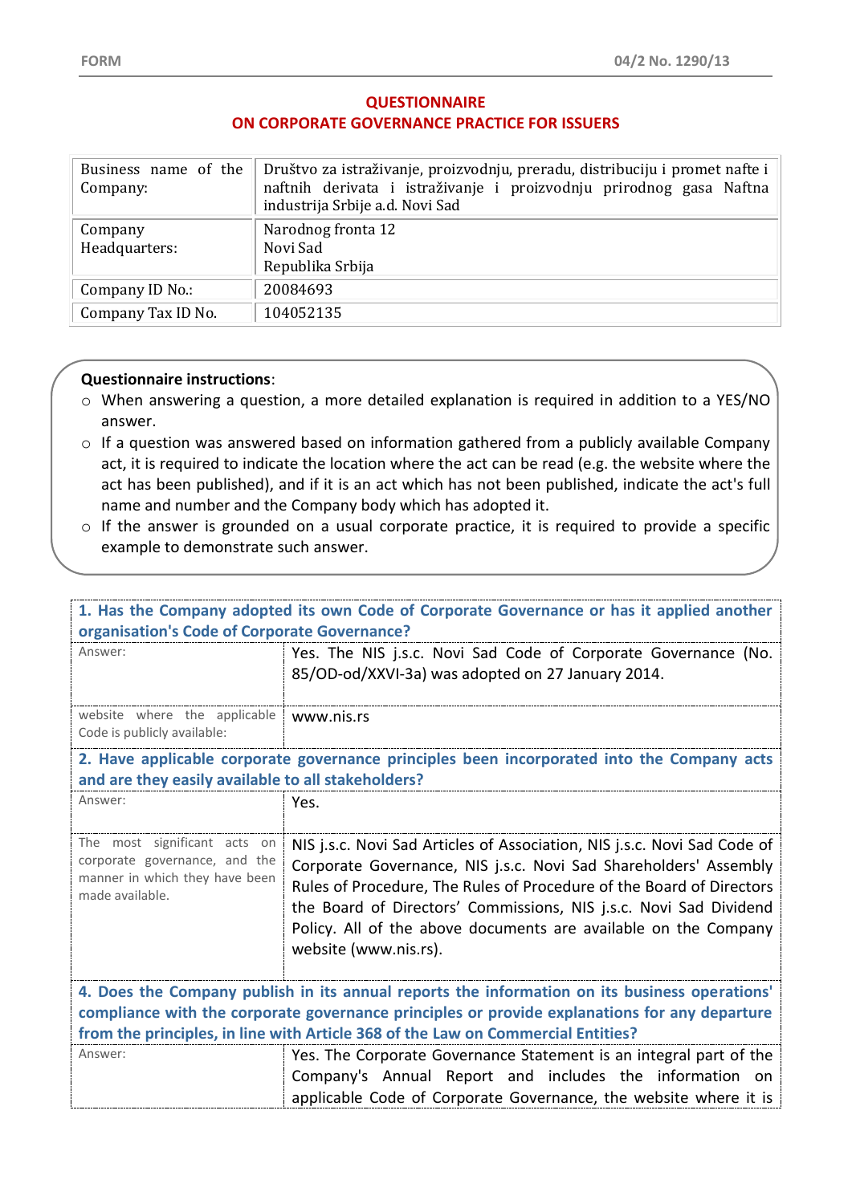FORM 04/2 No. 1290/13

# QUESTIONNAIRE ON CORPORATE GOVERNANCE PRACTICE FOR ISSUERS

| | |
|---|---|
| Business name of the Company: | Društvo za istraživanje, proizvodnju, preradu, distribuciju i promet nafte i naftnih derivata i istraživanje i proizvodnju prirodnog gasa Naftna industrija Srbije a.d. Novi Sad |
| Company Headquarters: | Narodnog fronta 12<br>Novi Sad<br>Republika Srbija |
| Company ID No.: | 20084693 |
| Company Tax ID No. | 104052135 |

**Questionnaire instructions**:

- When answering a question, a more detailed explanation is required in addition to a YES/NO answer.
- If a question was answered based on information gathered from a publicly available Company act, it is required to indicate the location where the act can be read (e.g. the website where the act has been published), and if it is an act which has not been published, indicate the act's full name and number and the Company body which has adopted it.
- If the answer is grounded on a usual corporate practice, it is required to provide a specific example to demonstrate such answer.

**1. Has the Company adopted its own Code of Corporate Governance or has it applied another organisation's Code of Corporate Governance?**

| | |
|---|---|
| Answer: | Yes. The NIS j.s.c. Novi Sad Code of Corporate Governance (No. 85/OD-od/XXVI-3a) was adopted on 27 January 2014. |
| website where the applicable Code is publicly available: | www.nis.rs |

**2. Have applicable corporate governance principles been incorporated into the Company acts and are they easily available to all stakeholders?**

| | |
|---|---|
| Answer: | Yes. |
| The most significant acts on corporate governance, and the manner in which they have been made available. | NIS j.s.c. Novi Sad Articles of Association, NIS j.s.c. Novi Sad Code of Corporate Governance, NIS j.s.c. Novi Sad Shareholders' Assembly Rules of Procedure, The Rules of Procedure of the Board of Directors the Board of Directors' Commissions, NIS j.s.c. Novi Sad Dividend Policy. All of the above documents are available on the Company website (www.nis.rs). |

**4. Does the Company publish in its annual reports the information on its business operations' compliance with the corporate governance principles or provide explanations for any departure from the principles, in line with Article 368 of the Law on Commercial Entities?**

| | |
|---|---|
| Answer: | Yes. The Corporate Governance Statement is an integral part of the Company's Annual Report and includes the information on applicable Code of Corporate Governance, the website where it is |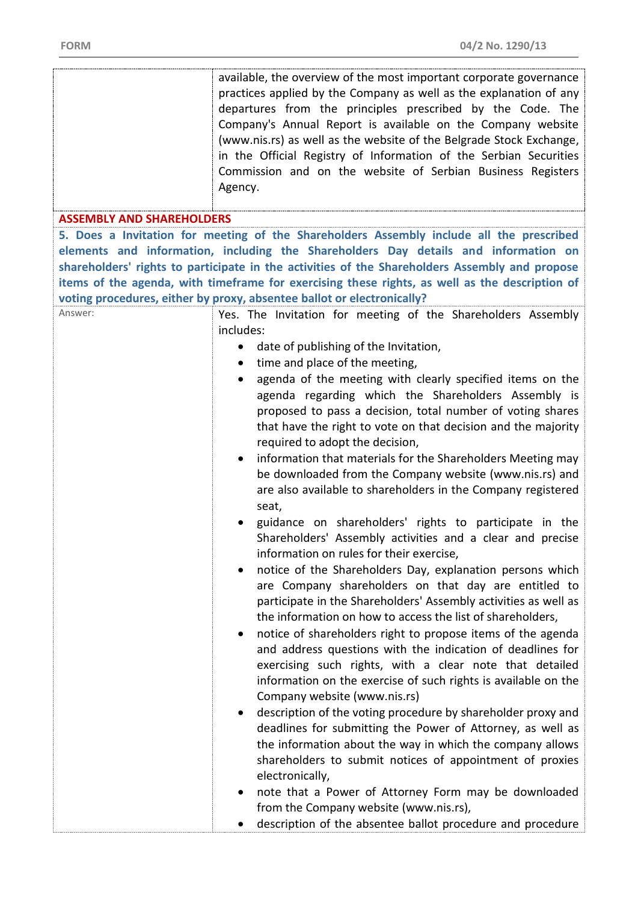| | |
|---|---|
| | available, the overview of the most important corporate governance practices applied by the Company as well as the explanation of any departures from the principles prescribed by the Code. The Company's Annual Report is available on the Company website (www.nis.rs) as well as the website of the Belgrade Stock Exchange, in the Official Registry of Information of the Serbian Securities Commission and on the website of Serbian Business Registers Agency. |

**ASSEMBLY AND SHAREHOLDERS**

**5. Does a Invitation for meeting of the Shareholders Assembly include all the prescribed elements and information, including the Shareholders Day details and information on shareholders' rights to participate in the activities of the Shareholders Assembly and propose items of the agenda, with timeframe for exercising these rights, as well as the description of voting procedures, either by proxy, absentee ballot or electronically?**

| Answer: | Yes. The Invitation for meeting of the Shareholders Assembly includes:<br>• date of publishing of the Invitation,<br>• time and place of the meeting,<br>• agenda of the meeting with clearly specified items on the agenda regarding which the Shareholders Assembly is proposed to pass a decision, total number of voting shares that have the right to vote on that decision and the majority required to adopt the decision,<br>• information that materials for the Shareholders Meeting may be downloaded from the Company website (www.nis.rs) and are also available to shareholders in the Company registered seat,<br>• guidance on shareholders' rights to participate in the Shareholders' Assembly activities and a clear and precise information on rules for their exercise,<br>• notice of the Shareholders Day, explanation persons which are Company shareholders on that day are entitled to participate in the Shareholders' Assembly activities as well as the information on how to access the list of shareholders,<br>• notice of shareholders right to propose items of the agenda and address questions with the indication of deadlines for exercising such rights, with a clear note that detailed information on the exercise of such rights is available on the Company website (www.nis.rs)<br>• description of the voting procedure by shareholder proxy and deadlines for submitting the Power of Attorney, as well as the information about the way in which the company allows shareholders to submit notices of appointment of proxies electronically,<br>• note that a Power of Attorney Form may be downloaded from the Company website (www.nis.rs),<br>• description of the absentee ballot procedure and procedure |
|---|---|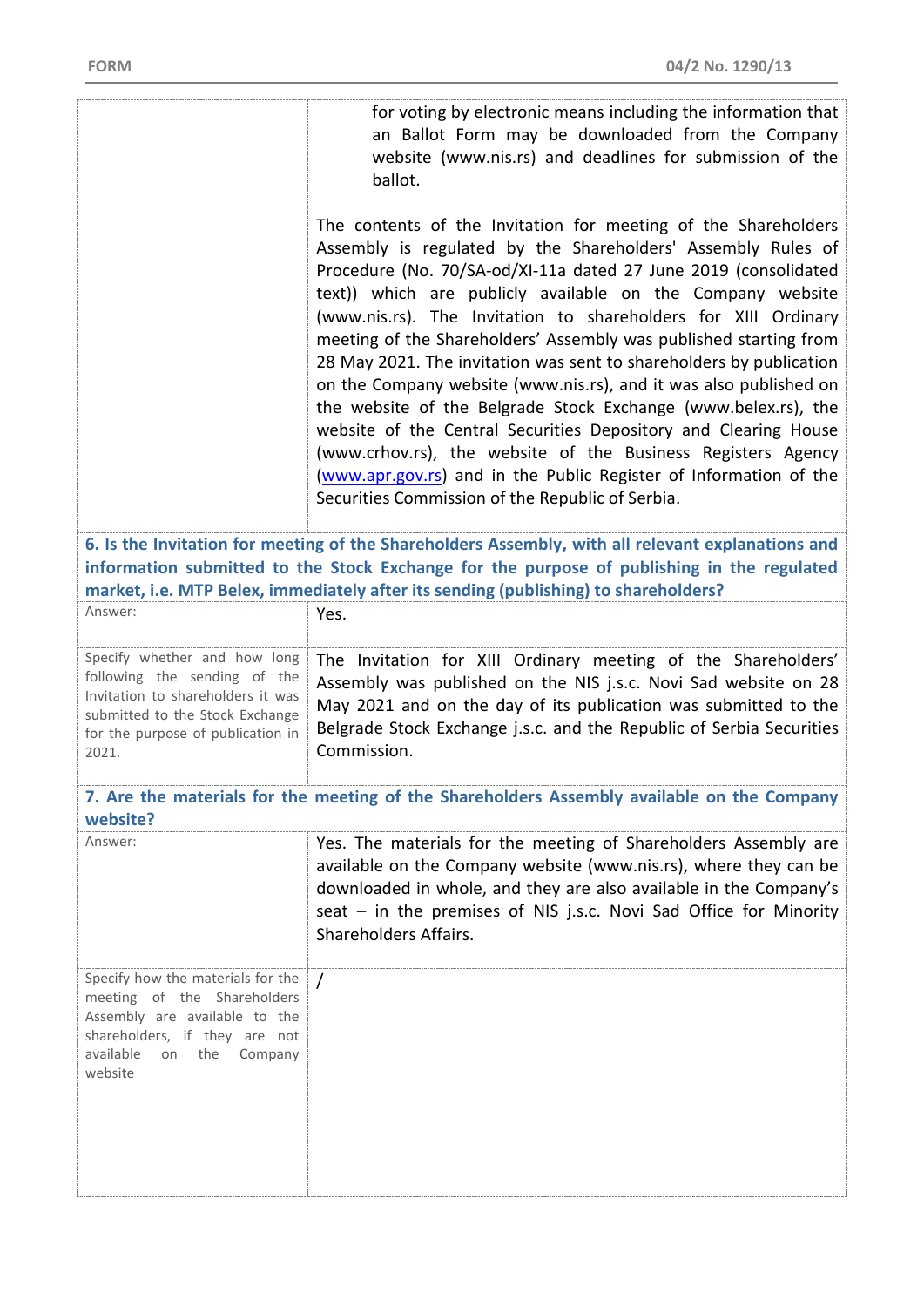| | |
|---|---|
| | for voting by electronic means including the information that an Ballot Form may be downloaded from the Company website (www.nis.rs) and deadlines for submission of the ballot.<br><br>The contents of the Invitation for meeting of the Shareholders Assembly is regulated by the Shareholders' Assembly Rules of Procedure (No. 70/SA-od/XI-11a dated 27 June 2019 (consolidated text)) which are publicly available on the Company website (www.nis.rs). The Invitation to shareholders for XIII Ordinary meeting of the Shareholders' Assembly was published starting from 28 May 2021. The invitation was sent to shareholders by publication on the Company website (www.nis.rs), and it was also published on the website of the Belgrade Stock Exchange (www.belex.rs), the website of the Central Securities Depository and Clearing House (www.crhov.rs), the website of the Business Registers Agency (www.apr.gov.rs) and in the Public Register of Information of the Securities Commission of the Republic of Serbia. |

**6. Is the Invitation for meeting of the Shareholders Assembly, with all relevant explanations and information submitted to the Stock Exchange for the purpose of publishing in the regulated market, i.e. MTP Belex, immediately after its sending (publishing) to shareholders?**

| | |
|---|---|
| Answer: | Yes. |
| Specify whether and how long following the sending of the Invitation to shareholders it was submitted to the Stock Exchange for the purpose of publication in 2021. | The Invitation for XIII Ordinary meeting of the Shareholders' Assembly was published on the NIS j.s.c. Novi Sad website on 28 May 2021 and on the day of its publication was submitted to the Belgrade Stock Exchange j.s.c. and the Republic of Serbia Securities Commission. |

**7. Are the materials for the meeting of the Shareholders Assembly available on the Company website?**

| | |
|---|---|
| Answer: | Yes. The materials for the meeting of Shareholders Assembly are available on the Company website (www.nis.rs), where they can be downloaded in whole, and they are also available in the Company's seat – in the premises of NIS j.s.c. Novi Sad Office for Minority Shareholders Affairs. |
| Specify how the materials for the meeting of the Shareholders Assembly are available to the shareholders, if they are not available on the Company website | / |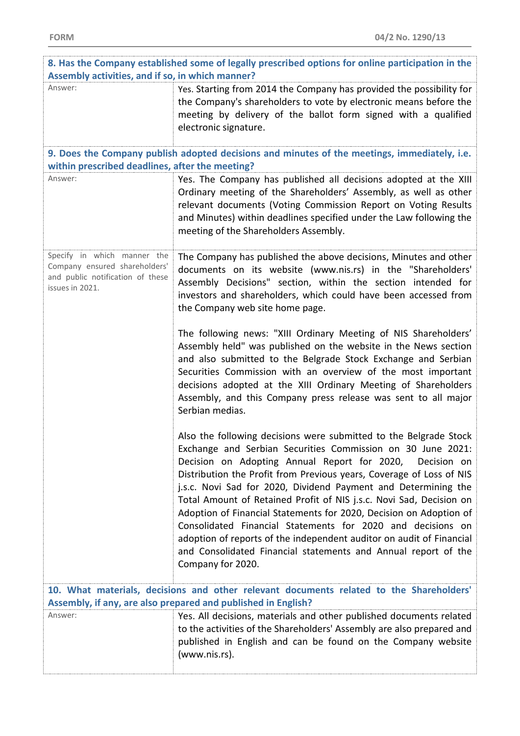| **8. Has the Company established some of legally prescribed options for online participation in the Assembly activities, and if so, in which manner?** | |
|---|---|
| Answer: | Yes. Starting from 2014 the Company has provided the possibility for the Company's shareholders to vote by electronic means before the meeting by delivery of the ballot form signed with a qualified electronic signature. |
| **9. Does the Company publish adopted decisions and minutes of the meetings, immediately, i.e. within prescribed deadlines, after the meeting?** | |
| Answer: | Yes. The Company has published all decisions adopted at the XIII Ordinary meeting of the Shareholders' Assembly, as well as other relevant documents (Voting Commission Report on Voting Results and Minutes) within deadlines specified under the Law following the meeting of the Shareholders Assembly. |
| Specify in which manner the Company ensured shareholders' and public notification of these issues in 2021. | The Company has published the above decisions, Minutes and other documents on its website (www.nis.rs) in the "Shareholders' Assembly Decisions" section, within the section intended for investors and shareholders, which could have been accessed from the Company web site home page.<br><br>The following news: "XIII Ordinary Meeting of NIS Shareholders' Assembly held" was published on the website in the News section and also submitted to the Belgrade Stock Exchange and Serbian Securities Commission with an overview of the most important decisions adopted at the XIII Ordinary Meeting of Shareholders Assembly, and this Company press release was sent to all major Serbian medias.<br><br>Also the following decisions were submitted to the Belgrade Stock Exchange and Serbian Securities Commission on 30 June 2021: Decision on Adopting Annual Report for 2020, Decision on Distribution the Profit from Previous years, Coverage of Loss of NIS j.s.c. Novi Sad for 2020, Dividend Payment and Determining the Total Amount of Retained Profit of NIS j.s.c. Novi Sad, Decision on Adoption of Financial Statements for 2020, Decision on Adoption of Consolidated Financial Statements for 2020 and decisions on adoption of reports of the independent auditor on audit of Financial and Consolidated Financial statements and Annual report of the Company for 2020. |
| **10. What materials, decisions and other relevant documents related to the Shareholders' Assembly, if any, are also prepared and published in English?** | |
| Answer: | Yes. All decisions, materials and other published documents related to the activities of the Shareholders' Assembly are also prepared and published in English and can be found on the Company website (www.nis.rs). |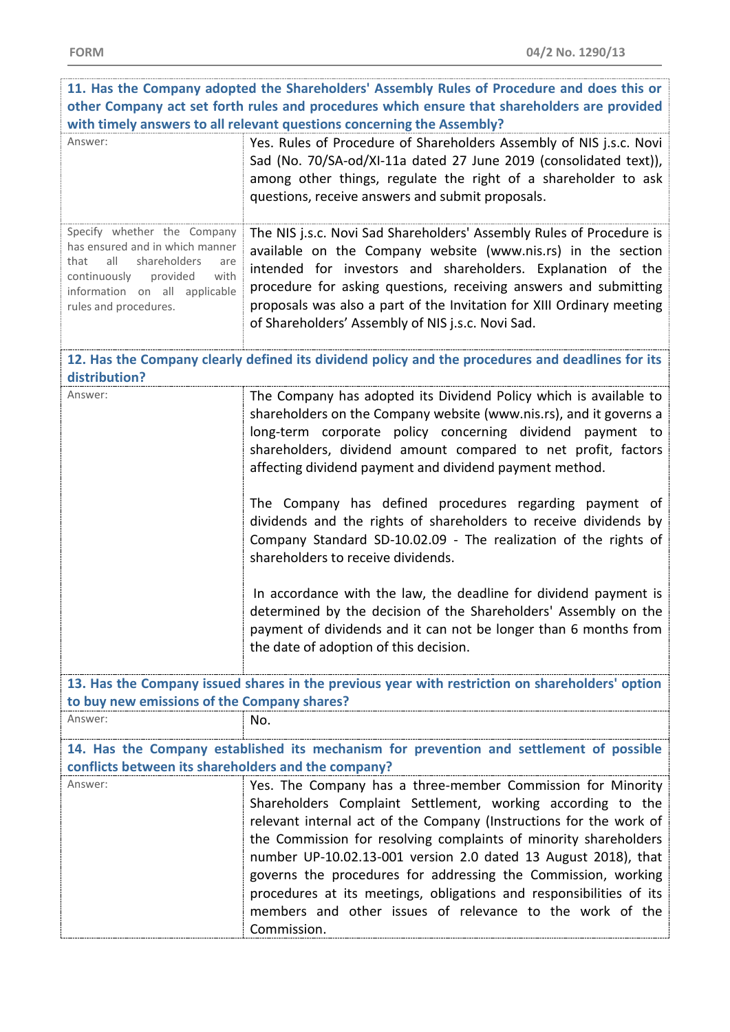| **11. Has the Company adopted the Shareholders' Assembly Rules of Procedure and does this or other Company act set forth rules and procedures which ensure that shareholders are provided with timely answers to all relevant questions concerning the Assembly?** | |
|---|---|
| Answer: | Yes. Rules of Procedure of Shareholders Assembly of NIS j.s.c. Novi Sad (No. 70/SA-od/XI-11a dated 27 June 2019 (consolidated text)), among other things, regulate the right of a shareholder to ask questions, receive answers and submit proposals. |
| Specify whether the Company has ensured and in which manner that all shareholders are continuously provided with information on all applicable rules and procedures. | The NIS j.s.c. Novi Sad Shareholders' Assembly Rules of Procedure is available on the Company website (www.nis.rs) in the section intended for investors and shareholders. Explanation of the procedure for asking questions, receiving answers and submitting proposals was also a part of the Invitation for XIII Ordinary meeting of Shareholders' Assembly of NIS j.s.c. Novi Sad. |
| **12. Has the Company clearly defined its dividend policy and the procedures and deadlines for its distribution?** | |
| Answer: | The Company has adopted its Dividend Policy which is available to shareholders on the Company website (www.nis.rs), and it governs a long-term corporate policy concerning dividend payment to shareholders, dividend amount compared to net profit, factors affecting dividend payment and dividend payment method.<br><br>The Company has defined procedures regarding payment of dividends and the rights of shareholders to receive dividends by Company Standard SD-10.02.09 - The realization of the rights of shareholders to receive dividends.<br><br>In accordance with the law, the deadline for dividend payment is determined by the decision of the Shareholders' Assembly on the payment of dividends and it can not be longer than 6 months from the date of adoption of this decision. |
| **13. Has the Company issued shares in the previous year with restriction on shareholders' option to buy new emissions of the Company shares?** | |
| Answer: | No. |
| **14. Has the Company established its mechanism for prevention and settlement of possible conflicts between its shareholders and the company?** | |
| Answer: | Yes. The Company has a three-member Commission for Minority Shareholders Complaint Settlement, working according to the relevant internal act of the Company (Instructions for the work of the Commission for resolving complaints of minority shareholders number UP-10.02.13-001 version 2.0 dated 13 August 2018), that governs the procedures for addressing the Commission, working procedures at its meetings, obligations and responsibilities of its members and other issues of relevance to the work of the Commission. |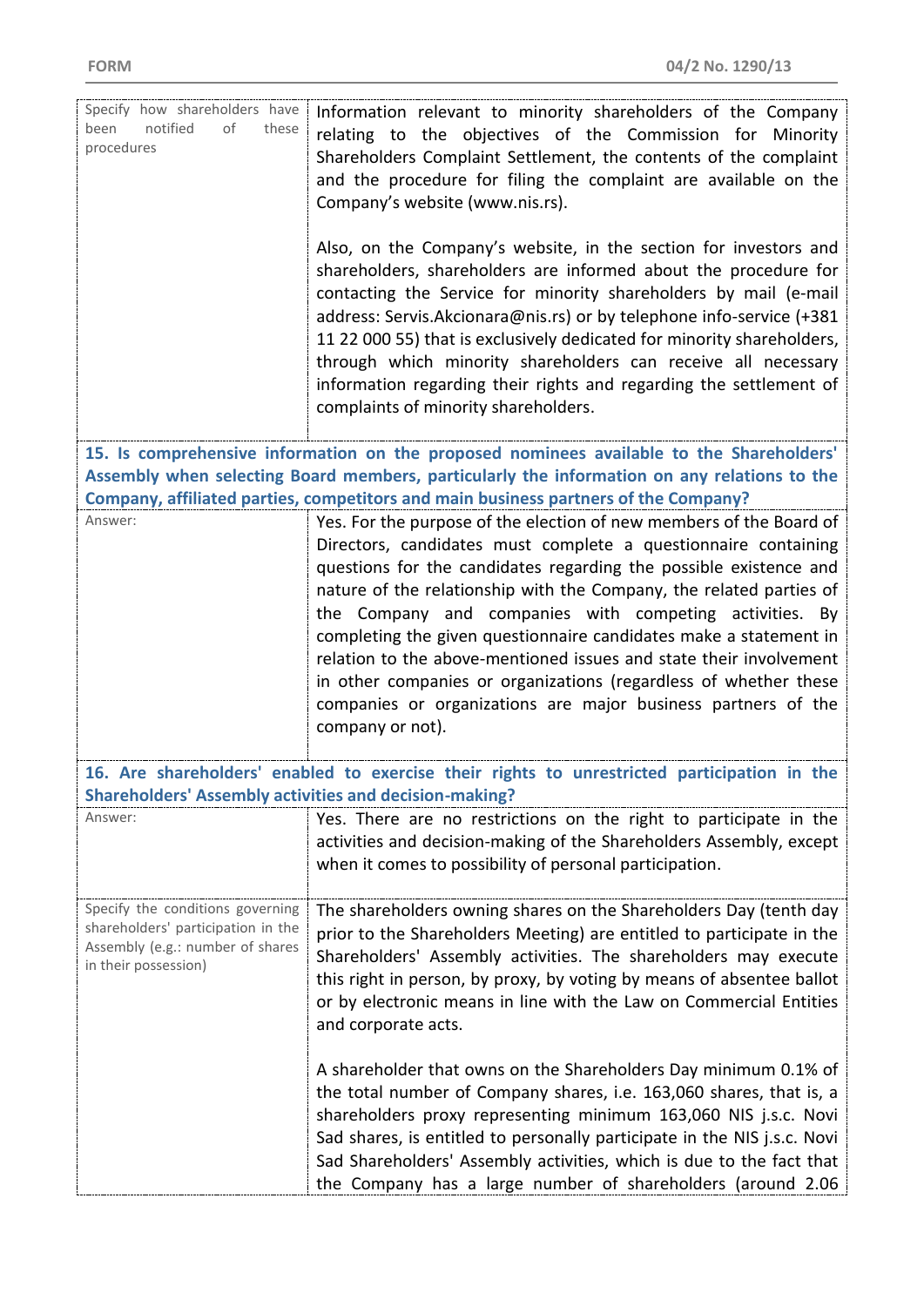| | |
|---|---|
| Specify how shareholders have been notified of these procedures | Information relevant to minority shareholders of the Company relating to the objectives of the Commission for Minority Shareholders Complaint Settlement, the contents of the complaint and the procedure for filing the complaint are available on the Company's website (www.nis.rs).<br><br>Also, on the Company's website, in the section for investors and shareholders, shareholders are informed about the procedure for contacting the Service for minority shareholders by mail (e-mail address: Servis.Akcionara@nis.rs) or by telephone info-service (+381 11 22 000 55) that is exclusively dedicated for minority shareholders, through which minority shareholders can receive all necessary information regarding their rights and regarding the settlement of complaints of minority shareholders. |

**15. Is comprehensive information on the proposed nominees available to the Shareholders' Assembly when selecting Board members, particularly the information on any relations to the Company, affiliated parties, competitors and main business partners of the Company?**

| | |
|---|---|
| Answer: | Yes. For the purpose of the election of new members of the Board of Directors, candidates must complete a questionnaire containing questions for the candidates regarding the possible existence and nature of the relationship with the Company, the related parties of the Company and companies with competing activities. By completing the given questionnaire candidates make a statement in relation to the above-mentioned issues and state their involvement in other companies or organizations (regardless of whether these companies or organizations are major business partners of the company or not). |

**16. Are shareholders' enabled to exercise their rights to unrestricted participation in the Shareholders' Assembly activities and decision-making?**

| | |
|---|---|
| Answer: | Yes. There are no restrictions on the right to participate in the activities and decision-making of the Shareholders Assembly, except when it comes to possibility of personal participation. |
| Specify the conditions governing shareholders' participation in the Assembly (e.g.: number of shares in their possession) | The shareholders owning shares on the Shareholders Day (tenth day prior to the Shareholders Meeting) are entitled to participate in the Shareholders' Assembly activities. The shareholders may execute this right in person, by proxy, by voting by means of absentee ballot or by electronic means in line with the Law on Commercial Entities and corporate acts.<br><br>A shareholder that owns on the Shareholders Day minimum 0.1% of the total number of Company shares, i.e. 163,060 shares, that is, a shareholders proxy representing minimum 163,060 NIS j.s.c. Novi Sad shares, is entitled to personally participate in the NIS j.s.c. Novi Sad Shareholders' Assembly activities, which is due to the fact that the Company has a large number of shareholders (around 2.06 |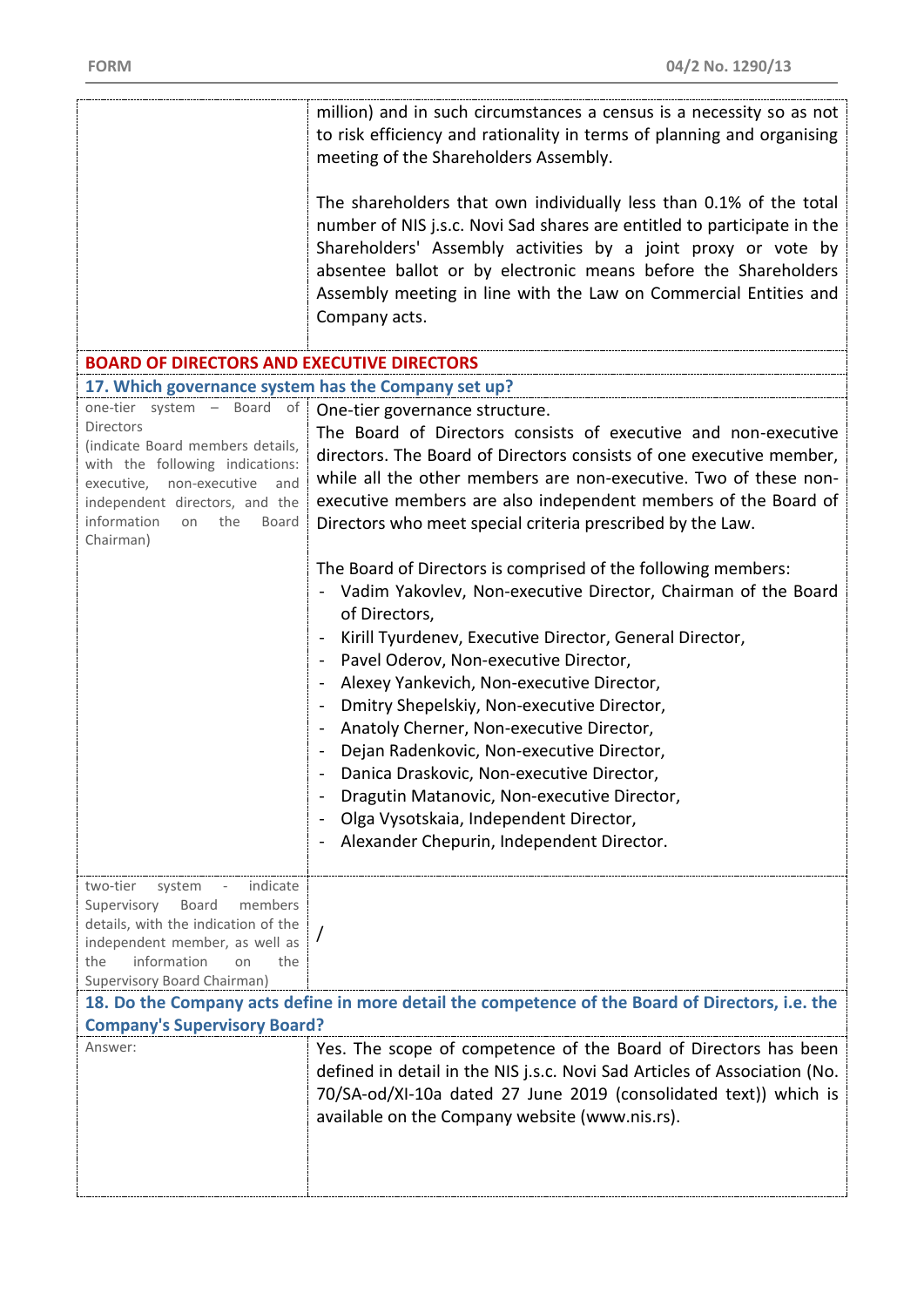| | |
|---|---|
| | million) and in such circumstances a census is a necessity so as not to risk efficiency and rationality in terms of planning and organising meeting of the Shareholders Assembly.<br><br>The shareholders that own individually less than 0.1% of the total number of NIS j.s.c. Novi Sad shares are entitled to participate in the Shareholders' Assembly activities by a joint proxy or vote by absentee ballot or by electronic means before the Shareholders Assembly meeting in line with the Law on Commercial Entities and Company acts. |

## BOARD OF DIRECTORS AND EXECUTIVE DIRECTORS

### 17. Which governance system has the Company set up?

| | |
|---|---|
| one-tier system – Board of Directors (indicate Board members details, with the following indications: executive, non-executive and independent directors, and the information on the Board Chairman) | One-tier governance structure.<br>The Board of Directors consists of executive and non-executive directors. The Board of Directors consists of one executive member, while all the other members are non-executive. Two of these non-executive members are also independent members of the Board of Directors who meet special criteria prescribed by the Law.<br><br>The Board of Directors is comprised of the following members:<br>- Vadim Yakovlev, Non-executive Director, Chairman of the Board of Directors,<br>- Kirill Tyurdenev, Executive Director, General Director,<br>- Pavel Oderov, Non-executive Director,<br>- Alexey Yankevich, Non-executive Director,<br>- Dmitry Shepelskiy, Non-executive Director,<br>- Anatoly Cherner, Non-executive Director,<br>- Dejan Radenkovic, Non-executive Director,<br>- Danica Draskovic, Non-executive Director,<br>- Dragutin Matanovic, Non-executive Director,<br>- Olga Vysotskaia, Independent Director,<br>- Alexander Chepurin, Independent Director. |
| two-tier system - indicate Supervisory Board members details, with the indication of the independent member, as well as the information on the Supervisory Board Chairman) | / |

### 18. Do the Company acts define in more detail the competence of the Board of Directors, i.e. the Company's Supervisory Board?

| | |
|---|---|
| Answer: | Yes. The scope of competence of the Board of Directors has been defined in detail in the NIS j.s.c. Novi Sad Articles of Association (No. 70/SA-od/XI-10a dated 27 June 2019 (consolidated text)) which is available on the Company website (www.nis.rs). |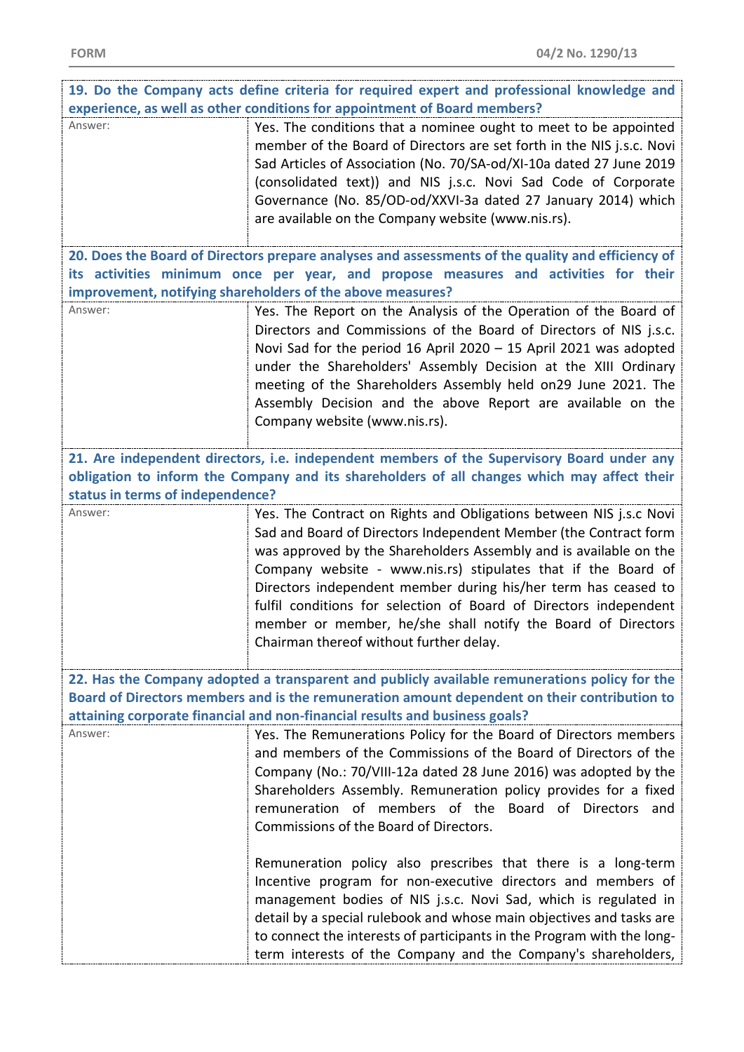**19. Do the Company acts define criteria for required expert and professional knowledge and experience, as well as other conditions for appointment of Board members?**

| Answer: | Yes. The conditions that a nominee ought to meet to be appointed member of the Board of Directors are set forth in the NIS j.s.c. Novi Sad Articles of Association (No. 70/SA-od/XI-10a dated 27 June 2019 (consolidated text)) and NIS j.s.c. Novi Sad Code of Corporate Governance (No. 85/OD-od/XXVI-3a dated 27 January 2014) which are available on the Company website (www.nis.rs). |
|---|---|

**20. Does the Board of Directors prepare analyses and assessments of the quality and efficiency of its activities minimum once per year, and propose measures and activities for their improvement, notifying shareholders of the above measures?**

| Answer: | Yes. The Report on the Analysis of the Operation of the Board of Directors and Commissions of the Board of Directors of NIS j.s.c. Novi Sad for the period 16 April 2020 – 15 April 2021 was adopted under the Shareholders' Assembly Decision at the XIII Ordinary meeting of the Shareholders Assembly held on29 June 2021. The Assembly Decision and the above Report are available on the Company website (www.nis.rs). |
|---|---|

**21. Are independent directors, i.e. independent members of the Supervisory Board under any obligation to inform the Company and its shareholders of all changes which may affect their status in terms of independence?**

| Answer: | Yes. The Contract on Rights and Obligations between NIS j.s.c Novi Sad and Board of Directors Independent Member (the Contract form was approved by the Shareholders Assembly and is available on the Company website - www.nis.rs) stipulates that if the Board of Directors independent member during his/her term has ceased to fulfil conditions for selection of Board of Directors independent member or member, he/she shall notify the Board of Directors Chairman thereof without further delay. |
|---|---|

**22. Has the Company adopted a transparent and publicly available remunerations policy for the Board of Directors members and is the remuneration amount dependent on their contribution to attaining corporate financial and non-financial results and business goals?**

| Answer: | Yes. The Remunerations Policy for the Board of Directors members and members of the Commissions of the Board of Directors of the Company (No.: 70/VIII-12a dated 28 June 2016) was adopted by the Shareholders Assembly. Remuneration policy provides for a fixed remuneration of members of the Board of Directors and Commissions of the Board of Directors.<br><br>Remuneration policy also prescribes that there is a long-term Incentive program for non-executive directors and members of management bodies of NIS j.s.c. Novi Sad, which is regulated in detail by a special rulebook and whose main objectives and tasks are to connect the interests of participants in the Program with the long-term interests of the Company and the Company's shareholders, |
|---|---|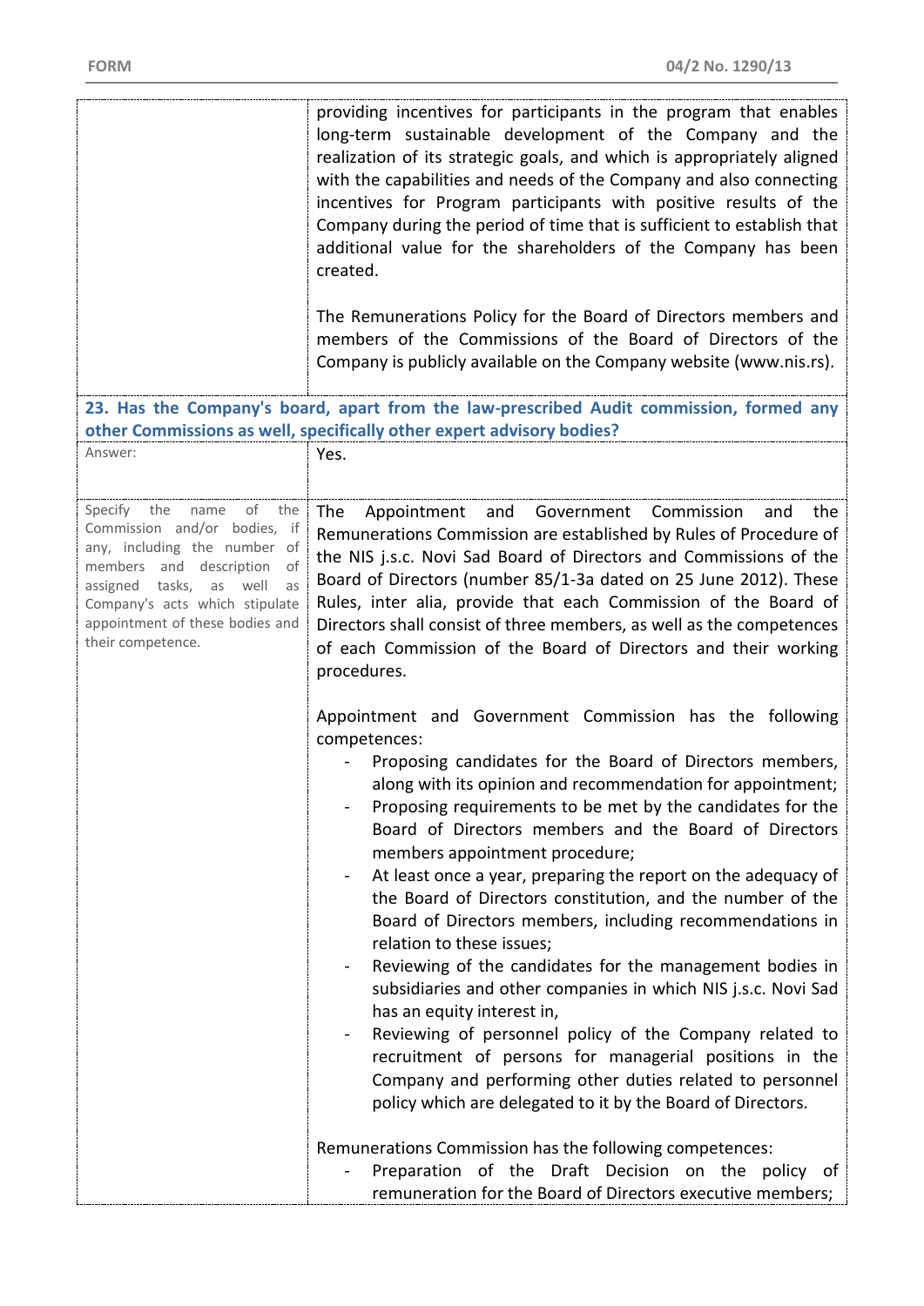| | |
|---|---|
| | providing incentives for participants in the program that enables long-term sustainable development of the Company and the realization of its strategic goals, and which is appropriately aligned with the capabilities and needs of the Company and also connecting incentives for Program participants with positive results of the Company during the period of time that is sufficient to establish that additional value for the shareholders of the Company has been created.<br><br>The Remunerations Policy for the Board of Directors members and members of the Commissions of the Board of Directors of the Company is publicly available on the Company website (www.nis.rs). |

**23. Has the Company's board, apart from the law-prescribed Audit commission, formed any other Commissions as well, specifically other expert advisory bodies?**

| | |
|---|---|
| Answer: | Yes. |
| Specify the name of the Commission and/or bodies, if any, including the number of members and description of assigned tasks, as well as Company's acts which stipulate appointment of these bodies and their competence. | The Appointment and Government Commission and the Remunerations Commission are established by Rules of Procedure of the NIS j.s.c. Novi Sad Board of Directors and Commissions of the Board of Directors (number 85/1-3a dated on 25 June 2012). These Rules, inter alia, provide that each Commission of the Board of Directors shall consist of three members, as well as the competences of each Commission of the Board of Directors and their working procedures.<br><br>Appointment and Government Commission has the following competences:<br>- Proposing candidates for the Board of Directors members, along with its opinion and recommendation for appointment;<br>- Proposing requirements to be met by the candidates for the Board of Directors members and the Board of Directors members appointment procedure;<br>- At least once a year, preparing the report on the adequacy of the Board of Directors constitution, and the number of the Board of Directors members, including recommendations in relation to these issues;<br>- Reviewing of the candidates for the management bodies in subsidiaries and other companies in which NIS j.s.c. Novi Sad has an equity interest in,<br>- Reviewing of personnel policy of the Company related to recruitment of persons for managerial positions in the Company and performing other duties related to personnel policy which are delegated to it by the Board of Directors.<br><br>Remunerations Commission has the following competences:<br>- Preparation of the Draft Decision on the policy of remuneration for the Board of Directors executive members; |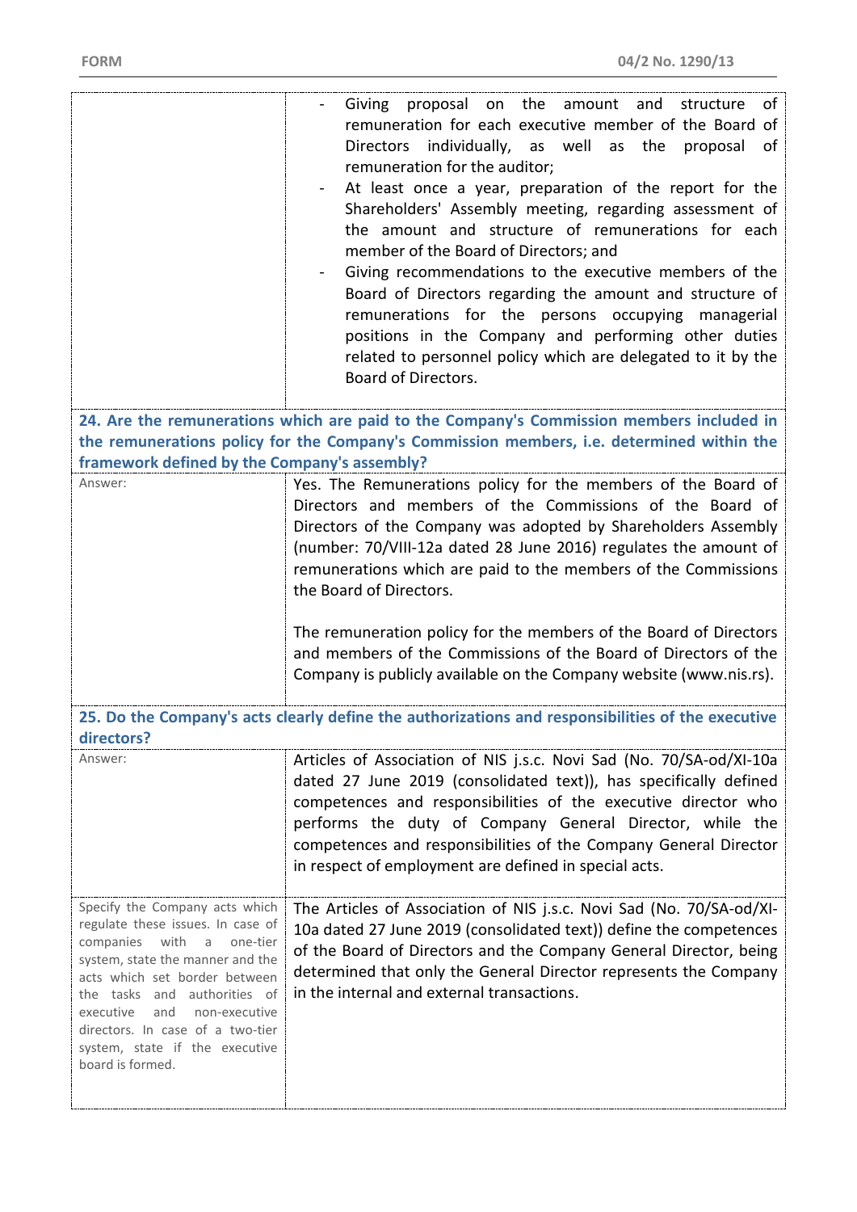| | |
|---|---|
| | - Giving proposal on the amount and structure of remuneration for each executive member of the Board of Directors individually, as well as the proposal of remuneration for the auditor;<br>- At least once a year, preparation of the report for the Shareholders' Assembly meeting, regarding assessment of the amount and structure of remunerations for each member of the Board of Directors; and<br>- Giving recommendations to the executive members of the Board of Directors regarding the amount and structure of remunerations for the persons occupying managerial positions in the Company and performing other duties related to personnel policy which are delegated to it by the Board of Directors. |

**24. Are the remunerations which are paid to the Company's Commission members included in the remunerations policy for the Company's Commission members, i.e. determined within the framework defined by the Company's assembly?**

| | |
|---|---|
| Answer: | Yes. The Remunerations policy for the members of the Board of Directors and members of the Commissions of the Board of Directors of the Company was adopted by Shareholders Assembly (number: 70/VIII-12a dated 28 June 2016) regulates the amount of remunerations which are paid to the members of the Commissions the Board of Directors.<br><br>The remuneration policy for the members of the Board of Directors and members of the Commissions of the Board of Directors of the Company is publicly available on the Company website (www.nis.rs). |

**25. Do the Company's acts clearly define the authorizations and responsibilities of the executive directors?**

| | |
|---|---|
| Answer: | Articles of Association of NIS j.s.c. Novi Sad (No. 70/SA-od/XI-10a dated 27 June 2019 (consolidated text)), has specifically defined competences and responsibilities of the executive director who performs the duty of Company General Director, while the competences and responsibilities of the Company General Director in respect of employment are defined in special acts. |
| Specify the Company acts which regulate these issues. In case of companies with a one-tier system, state the manner and the acts which set border between the tasks and authorities of executive and non-executive directors. In case of a two-tier system, state if the executive board is formed. | The Articles of Association of NIS j.s.c. Novi Sad (No. 70/SA-od/XI-10a dated 27 June 2019 (consolidated text)) define the competences of the Board of Directors and the Company General Director, being determined that only the General Director represents the Company in the internal and external transactions. |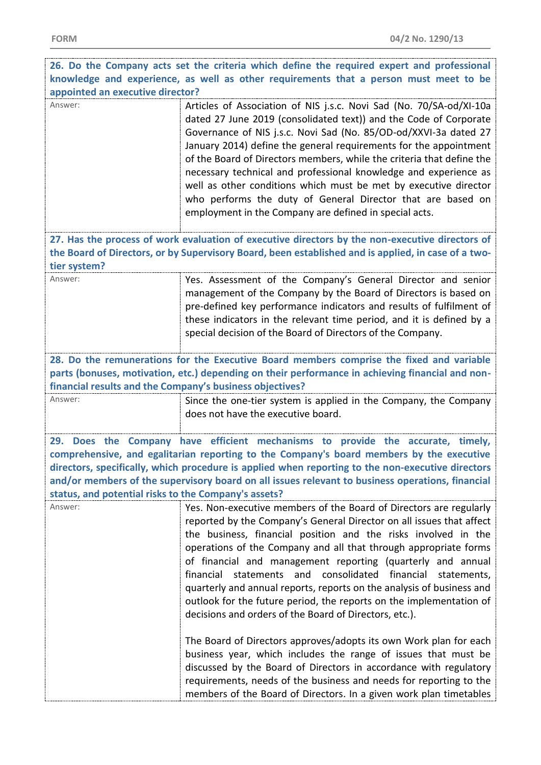| **26. Do the Company acts set the criteria which define the required expert and professional knowledge and experience, as well as other requirements that a person must meet to be appointed an executive director?** | |
|---|---|
| Answer: | Articles of Association of NIS j.s.c. Novi Sad (No. 70/SA-od/XI-10a dated 27 June 2019 (consolidated text)) and the Code of Corporate Governance of NIS j.s.c. Novi Sad (No. 85/OD-od/XXVI-3a dated 27 January 2014) define the general requirements for the appointment of the Board of Directors members, while the criteria that define the necessary technical and professional knowledge and experience as well as other conditions which must be met by executive director who performs the duty of General Director that are based on employment in the Company are defined in special acts. |
| **27. Has the process of work evaluation of executive directors by the non-executive directors of the Board of Directors, or by Supervisory Board, been established and is applied, in case of a two-tier system?** | |
| Answer: | Yes. Assessment of the Company's General Director and senior management of the Company by the Board of Directors is based on pre-defined key performance indicators and results of fulfilment of these indicators in the relevant time period, and it is defined by a special decision of the Board of Directors of the Company. |
| **28. Do the remunerations for the Executive Board members comprise the fixed and variable parts (bonuses, motivation, etc.) depending on their performance in achieving financial and non-financial results and the Company's business objectives?** | |
| Answer: | Since the one-tier system is applied in the Company, the Company does not have the executive board. |
| **29. Does the Company have efficient mechanisms to provide the accurate, timely, comprehensive, and egalitarian reporting to the Company's board members by the executive directors, specifically, which procedure is applied when reporting to the non-executive directors and/or members of the supervisory board on all issues relevant to business operations, financial status, and potential risks to the Company's assets?** | |
| Answer: | Yes. Non-executive members of the Board of Directors are regularly reported by the Company's General Director on all issues that affect the business, financial position and the risks involved in the operations of the Company and all that through appropriate forms of financial and management reporting (quarterly and annual financial statements and consolidated financial statements, quarterly and annual reports, reports on the analysis of business and outlook for the future period, the reports on the implementation of decisions and orders of the Board of Directors, etc.).<br><br>The Board of Directors approves/adopts its own Work plan for each business year, which includes the range of issues that must be discussed by the Board of Directors in accordance with regulatory requirements, needs of the business and needs for reporting to the members of the Board of Directors. In a given work plan timetables |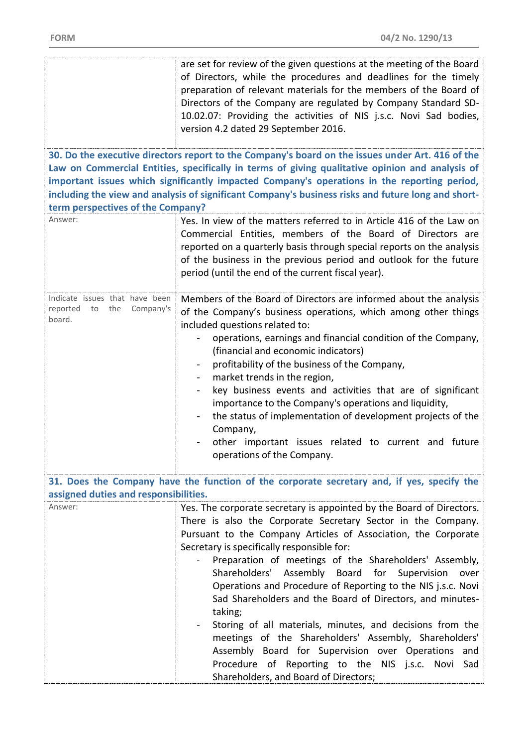| | |
|---|---|
| | are set for review of the given questions at the meeting of the Board of Directors, while the procedures and deadlines for the timely preparation of relevant materials for the members of the Board of Directors of the Company are regulated by Company Standard SD-10.02.07: Providing the activities of NIS j.s.c. Novi Sad bodies, version 4.2 dated 29 September 2016. |

**30. Do the executive directors report to the Company's board on the issues under Art. 416 of the Law on Commercial Entities, specifically in terms of giving qualitative opinion and analysis of important issues which significantly impacted Company's operations in the reporting period, including the view and analysis of significant Company's business risks and future long and short-term perspectives of the Company?**

| | |
|---|---|
| Answer: | Yes. In view of the matters referred to in Article 416 of the Law on Commercial Entities, members of the Board of Directors are reported on a quarterly basis through special reports on the analysis of the business in the previous period and outlook for the future period (until the end of the current fiscal year). |
| Indicate issues that have been reported to the Company's board. | Members of the Board of Directors are informed about the analysis of the Company's business operations, which among other things included questions related to:<br>- operations, earnings and financial condition of the Company, (financial and economic indicators)<br>- profitability of the business of the Company,<br>- market trends in the region,<br>- key business events and activities that are of significant importance to the Company's operations and liquidity,<br>- the status of implementation of development projects of the Company,<br>- other important issues related to current and future operations of the Company. |

**31. Does the Company have the function of the corporate secretary and, if yes, specify the assigned duties and responsibilities.**

| | |
|---|---|
| Answer: | Yes. The corporate secretary is appointed by the Board of Directors. There is also the Corporate Secretary Sector in the Company. Pursuant to the Company Articles of Association, the Corporate Secretary is specifically responsible for:<br>- Preparation of meetings of the Shareholders' Assembly, Shareholders' Assembly Board for Supervision over Operations and Procedure of Reporting to the NIS j.s.c. Novi Sad Shareholders and the Board of Directors, and minutes-taking;<br>- Storing of all materials, minutes, and decisions from the meetings of the Shareholders' Assembly, Shareholders' Assembly Board for Supervision over Operations and Procedure of Reporting to the NIS j.s.c. Novi Sad Shareholders, and Board of Directors; |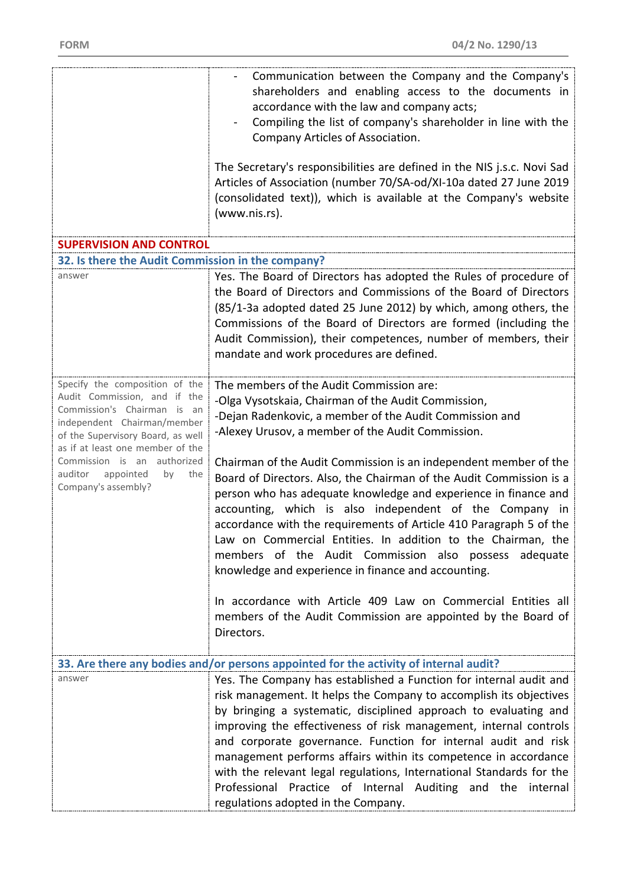| | |
|---|---|
| | - Communication between the Company and the Company's shareholders and enabling access to the documents in accordance with the law and company acts;<br>- Compiling the list of company's shareholder in line with the Company Articles of Association.<br><br>The Secretary's responsibilities are defined in the NIS j.s.c. Novi Sad Articles of Association (number 70/SA-od/XI-10a dated 27 June 2019 (consolidated text)), which is available at the Company's website (www.nis.rs). |
| **SUPERVISION AND CONTROL** | |
| **32. Is there the Audit Commission in the company?** | |
| answer | Yes. The Board of Directors has adopted the Rules of procedure of the Board of Directors and Commissions of the Board of Directors (85/1-3a adopted dated 25 June 2012) by which, among others, the Commissions of the Board of Directors are formed (including the Audit Commission), their competences, number of members, their mandate and work procedures are defined. |
| Specify the composition of the Audit Commission, and if the Commission's Chairman is an independent Chairman/member of the Supervisory Board, as well as if at least one member of the Commission is an authorized auditor appointed by the Company's assembly? | The members of the Audit Commission are:<br>-Olga Vysotskaia, Chairman of the Audit Commission,<br>-Dejan Radenkovic, a member of the Audit Commission and<br>-Alexey Urusov, a member of the Audit Commission.<br><br>Chairman of the Audit Commission is an independent member of the Board of Directors. Also, the Chairman of the Audit Commission is a person who has adequate knowledge and experience in finance and accounting, which is also independent of the Company in accordance with the requirements of Article 410 Paragraph 5 of the Law on Commercial Entities. In addition to the Chairman, the members of the Audit Commission also possess adequate knowledge and experience in finance and accounting.<br><br>In accordance with Article 409 Law on Commercial Entities all members of the Audit Commission are appointed by the Board of Directors. |
| **33. Are there any bodies and/or persons appointed for the activity of internal audit?** | |
| answer | Yes. The Company has established a Function for internal audit and risk management. It helps the Company to accomplish its objectives by bringing a systematic, disciplined approach to evaluating and improving the effectiveness of risk management, internal controls and corporate governance. Function for internal audit and risk management performs affairs within its competence in accordance with the relevant legal regulations, International Standards for the Professional Practice of Internal Auditing and the internal regulations adopted in the Company. |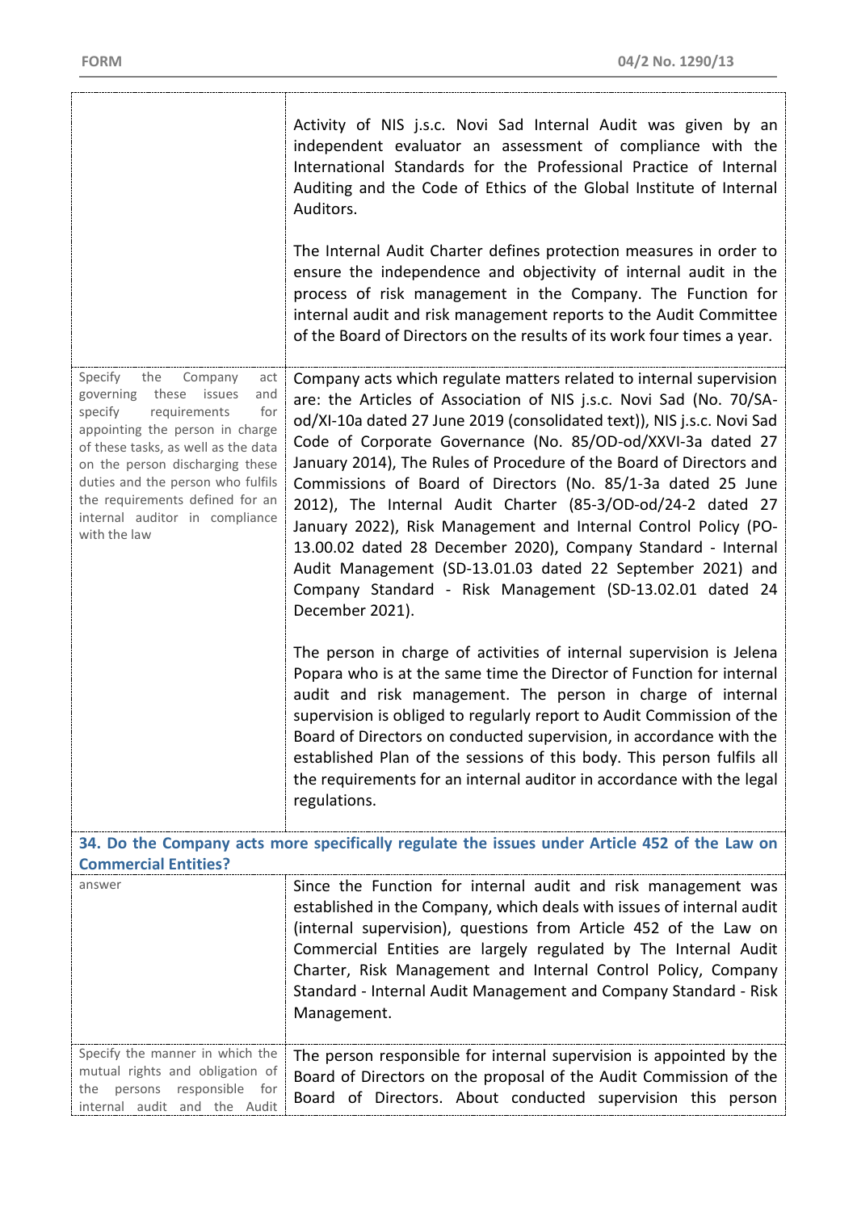| | |
|---|---|
| | Activity of NIS j.s.c. Novi Sad Internal Audit was given by an independent evaluator an assessment of compliance with the International Standards for the Professional Practice of Internal Auditing and the Code of Ethics of the Global Institute of Internal Auditors.<br><br>The Internal Audit Charter defines protection measures in order to ensure the independence and objectivity of internal audit in the process of risk management in the Company. The Function for internal audit and risk management reports to the Audit Committee of the Board of Directors on the results of its work four times a year. |
| Specify the Company act governing these issues and specify requirements for appointing the person in charge of these tasks, as well as the data on the person discharging these duties and the person who fulfils the requirements defined for an internal auditor in compliance with the law | Company acts which regulate matters related to internal supervision are: the Articles of Association of NIS j.s.c. Novi Sad (No. 70/SA-od/XI-10a dated 27 June 2019 (consolidated text)), NIS j.s.c. Novi Sad Code of Corporate Governance (No. 85/OD-od/XXVI-3a dated 27 January 2014), The Rules of Procedure of the Board of Directors and Commissions of Board of Directors (No. 85/1-3a dated 25 June 2012), The Internal Audit Charter (85-3/OD-od/24-2 dated 27 January 2022), Risk Management and Internal Control Policy (PO-13.00.02 dated 28 December 2020), Company Standard - Internal Audit Management (SD-13.01.03 dated 22 September 2021) and Company Standard - Risk Management (SD-13.02.01 dated 24 December 2021).<br><br>The person in charge of activities of internal supervision is Jelena Popara who is at the same time the Director of Function for internal audit and risk management. The person in charge of internal supervision is obliged to regularly report to Audit Commission of the Board of Directors on conducted supervision, in accordance with the established Plan of the sessions of this body. This person fulfils all the requirements for an internal auditor in accordance with the legal regulations. |
| **34. Do the Company acts more specifically regulate the issues under Article 452 of the Law on Commercial Entities?** | |
| answer | Since the Function for internal audit and risk management was established in the Company, which deals with issues of internal audit (internal supervision), questions from Article 452 of the Law on Commercial Entities are largely regulated by The Internal Audit Charter, Risk Management and Internal Control Policy, Company Standard - Internal Audit Management and Company Standard - Risk Management. |
| Specify the manner in which the mutual rights and obligation of the persons responsible for internal audit and the Audit | The person responsible for internal supervision is appointed by the Board of Directors on the proposal of the Audit Commission of the Board of Directors. About conducted supervision this person |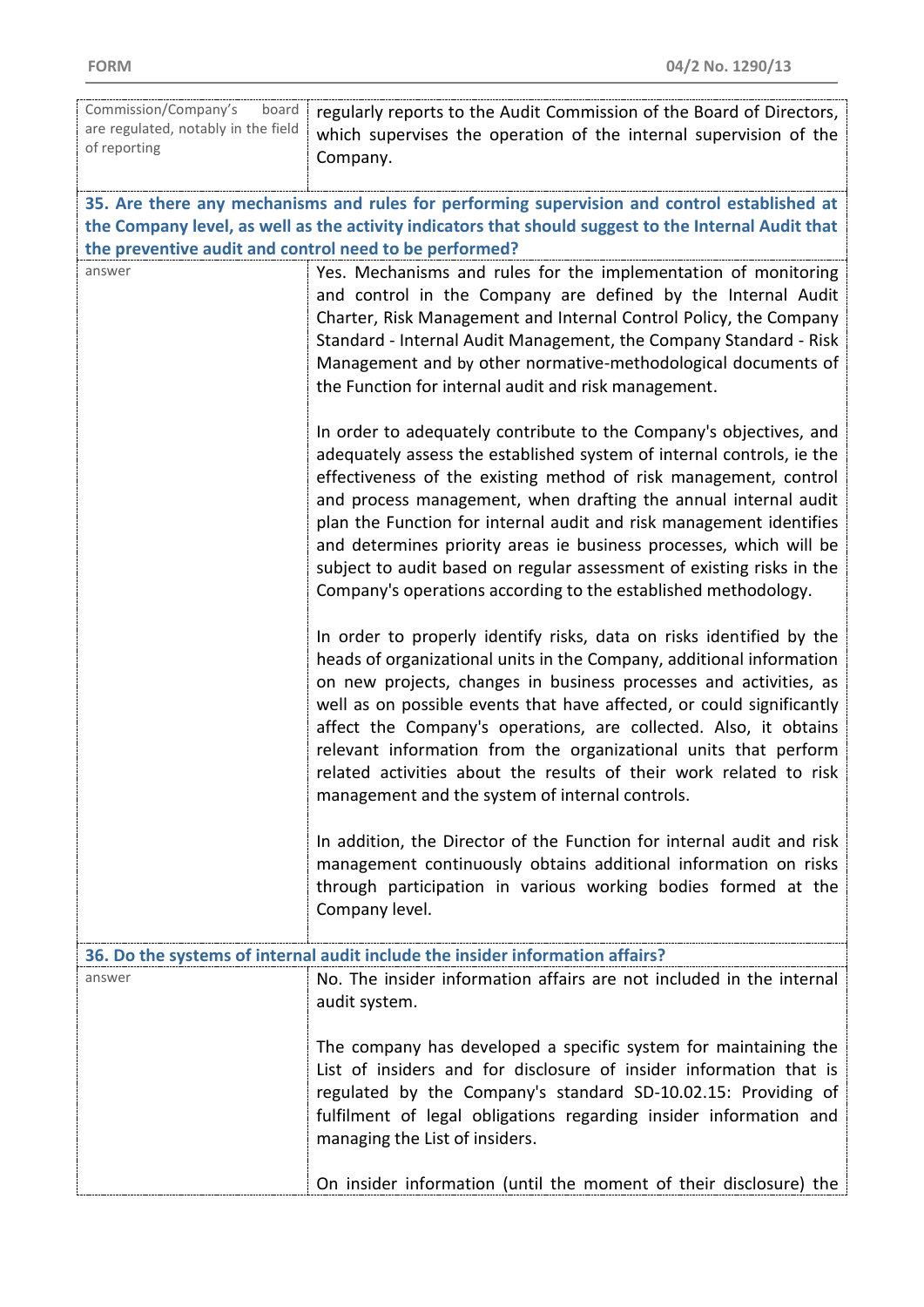| | |
|---|---|
| Commission/Company's board are regulated, notably in the field of reporting | regularly reports to the Audit Commission of the Board of Directors, which supervises the operation of the internal supervision of the Company. |

**35. Are there any mechanisms and rules for performing supervision and control established at the Company level, as well as the activity indicators that should suggest to the Internal Audit that the preventive audit and control need to be performed?**

| | |
|---|---|
| answer | Yes. Mechanisms and rules for the implementation of monitoring and control in the Company are defined by the Internal Audit Charter, Risk Management and Internal Control Policy, the Company Standard - Internal Audit Management, the Company Standard - Risk Management and by other normative-methodological documents of the Function for internal audit and risk management.<br><br>In order to adequately contribute to the Company's objectives, and adequately assess the established system of internal controls, ie the effectiveness of the existing method of risk management, control and process management, when drafting the annual internal audit plan the Function for internal audit and risk management identifies and determines priority areas ie business processes, which will be subject to audit based on regular assessment of existing risks in the Company's operations according to the established methodology.<br><br>In order to properly identify risks, data on risks identified by the heads of organizational units in the Company, additional information on new projects, changes in business processes and activities, as well as on possible events that have affected, or could significantly affect the Company's operations, are collected. Also, it obtains relevant information from the organizational units that perform related activities about the results of their work related to risk management and the system of internal controls.<br><br>In addition, the Director of the Function for internal audit and risk management continuously obtains additional information on risks through participation in various working bodies formed at the Company level. |

**36. Do the systems of internal audit include the insider information affairs?**

| | |
|---|---|
| answer | No. The insider information affairs are not included in the internal audit system.<br><br>The company has developed a specific system for maintaining the List of insiders and for disclosure of insider information that is regulated by the Company's standard SD-10.02.15: Providing of fulfilment of legal obligations regarding insider information and managing the List of insiders.<br><br>On insider information (until the moment of their disclosure) the |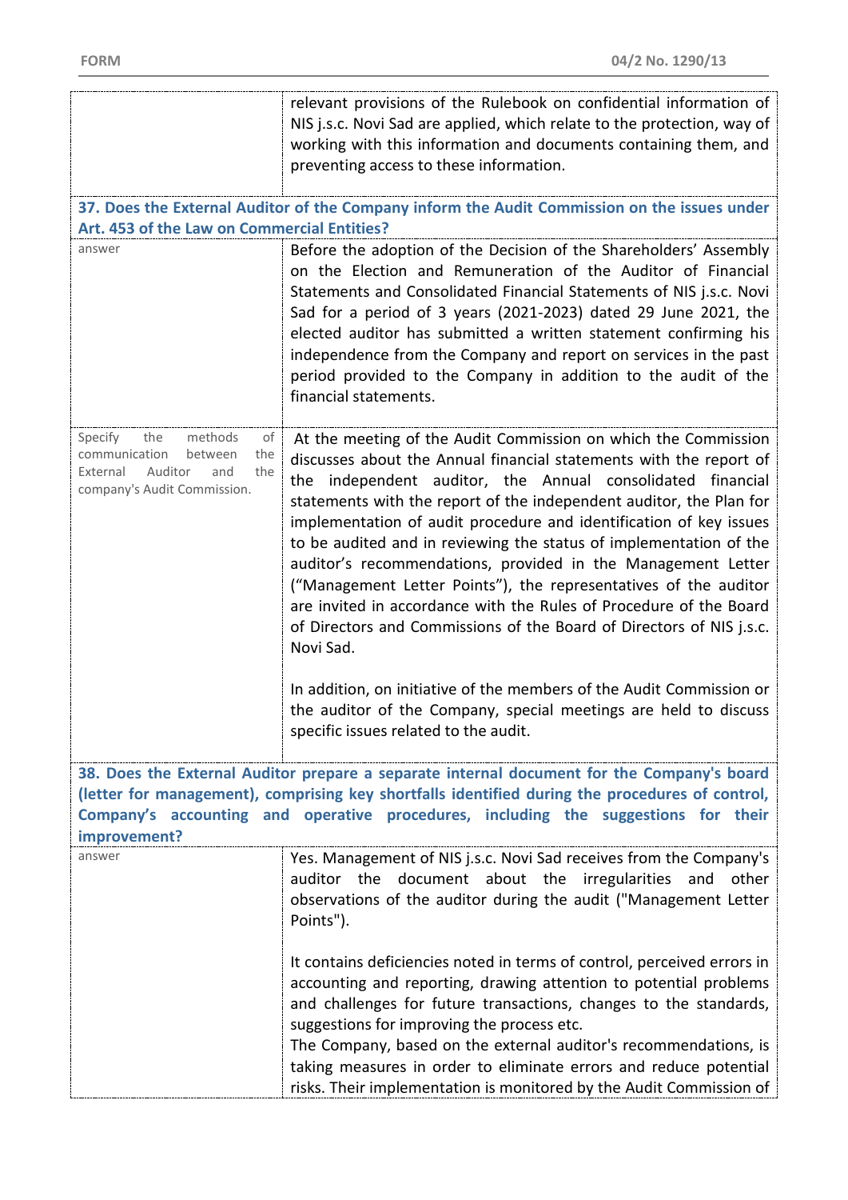| | |
|---|---|
| | relevant provisions of the Rulebook on confidential information of NIS j.s.c. Novi Sad are applied, which relate to the protection, way of working with this information and documents containing them, and preventing access to these information. |

**37. Does the External Auditor of the Company inform the Audit Commission on the issues under Art. 453 of the Law on Commercial Entities?**

| | |
|---|---|
| answer | Before the adoption of the Decision of the Shareholders' Assembly on the Election and Remuneration of the Auditor of Financial Statements and Consolidated Financial Statements of NIS j.s.c. Novi Sad for a period of 3 years (2021-2023) dated 29 June 2021, the elected auditor has submitted a written statement confirming his independence from the Company and report on services in the past period provided to the Company in addition to the audit of the financial statements. |
| Specify the methods of communication between the External Auditor and the company's Audit Commission. | At the meeting of the Audit Commission on which the Commission discusses about the Annual financial statements with the report of the independent auditor, the Annual consolidated financial statements with the report of the independent auditor, the Plan for implementation of audit procedure and identification of key issues to be audited and in reviewing the status of implementation of the auditor's recommendations, provided in the Management Letter ("Management Letter Points"), the representatives of the auditor are invited in accordance with the Rules of Procedure of the Board of Directors and Commissions of the Board of Directors of NIS j.s.c. Novi Sad.<br><br>In addition, on initiative of the members of the Audit Commission or the auditor of the Company, special meetings are held to discuss specific issues related to the audit. |

**38. Does the External Auditor prepare a separate internal document for the Company's board (letter for management), comprising key shortfalls identified during the procedures of control, Company's accounting and operative procedures, including the suggestions for their improvement?**

| | |
|---|---|
| answer | Yes. Management of NIS j.s.c. Novi Sad receives from the Company's auditor the document about the irregularities and other observations of the auditor during the audit ("Management Letter Points").<br><br>It contains deficiencies noted in terms of control, perceived errors in accounting and reporting, drawing attention to potential problems and challenges for future transactions, changes to the standards, suggestions for improving the process etc.<br>The Company, based on the external auditor's recommendations, is taking measures in order to eliminate errors and reduce potential risks. Their implementation is monitored by the Audit Commission of |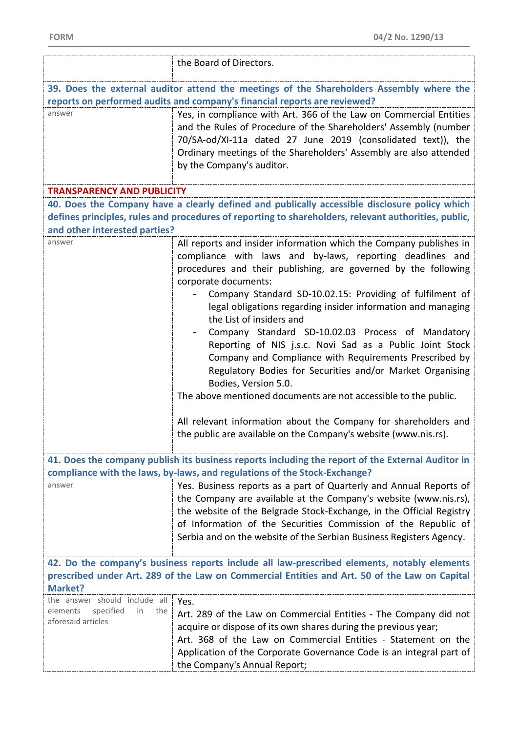| | |
|---|---|
| | the Board of Directors. |

**39. Does the external auditor attend the meetings of the Shareholders Assembly where the reports on performed audits and company's financial reports are reviewed?**

| | |
|---|---|
| answer | Yes, in compliance with Art. 366 of the Law on Commercial Entities and the Rules of Procedure of the Shareholders' Assembly (number 70/SA-od/XI-11a dated 27 June 2019 (consolidated text)), the Ordinary meetings of the Shareholders' Assembly are also attended by the Company's auditor. |

**TRANSPARENCY AND PUBLICITY**

**40. Does the Company have a clearly defined and publically accessible disclosure policy which defines principles, rules and procedures of reporting to shareholders, relevant authorities, public, and other interested parties?**

| | |
|---|---|
| answer | All reports and insider information which the Company publishes in compliance with laws and by-laws, reporting deadlines and procedures and their publishing, are governed by the following corporate documents:<br>- Company Standard SD-10.02.15: Providing of fulfilment of legal obligations regarding insider information and managing the List of insiders and<br>- Company Standard SD-10.02.03 Process of Mandatory Reporting of NIS j.s.c. Novi Sad as a Public Joint Stock Company and Compliance with Requirements Prescribed by Regulatory Bodies for Securities and/or Market Organising Bodies, Version 5.0.<br>The above mentioned documents are not accessible to the public.<br><br>All relevant information about the Company for shareholders and the public are available on the Company's website (www.nis.rs). |

**41. Does the company publish its business reports including the report of the External Auditor in compliance with the laws, by-laws, and regulations of the Stock-Exchange?**

| | |
|---|---|
| answer | Yes. Business reports as a part of Quarterly and Annual Reports of the Company are available at the Company's website (www.nis.rs), the website of the Belgrade Stock-Exchange, in the Official Registry of Information of the Securities Commission of the Republic of Serbia and on the website of the Serbian Business Registers Agency. |

**42. Do the company's business reports include all law-prescribed elements, notably elements prescribed under Art. 289 of the Law on Commercial Entities and Art. 50 of the Law on Capital Market?**

| | |
|---|---|
| the answer should include all elements specified in the aforesaid articles | Yes.<br>Art. 289 of the Law on Commercial Entities - The Company did not acquire or dispose of its own shares during the previous year;<br>Art. 368 of the Law on Commercial Entities - Statement on the Application of the Corporate Governance Code is an integral part of the Company's Annual Report; |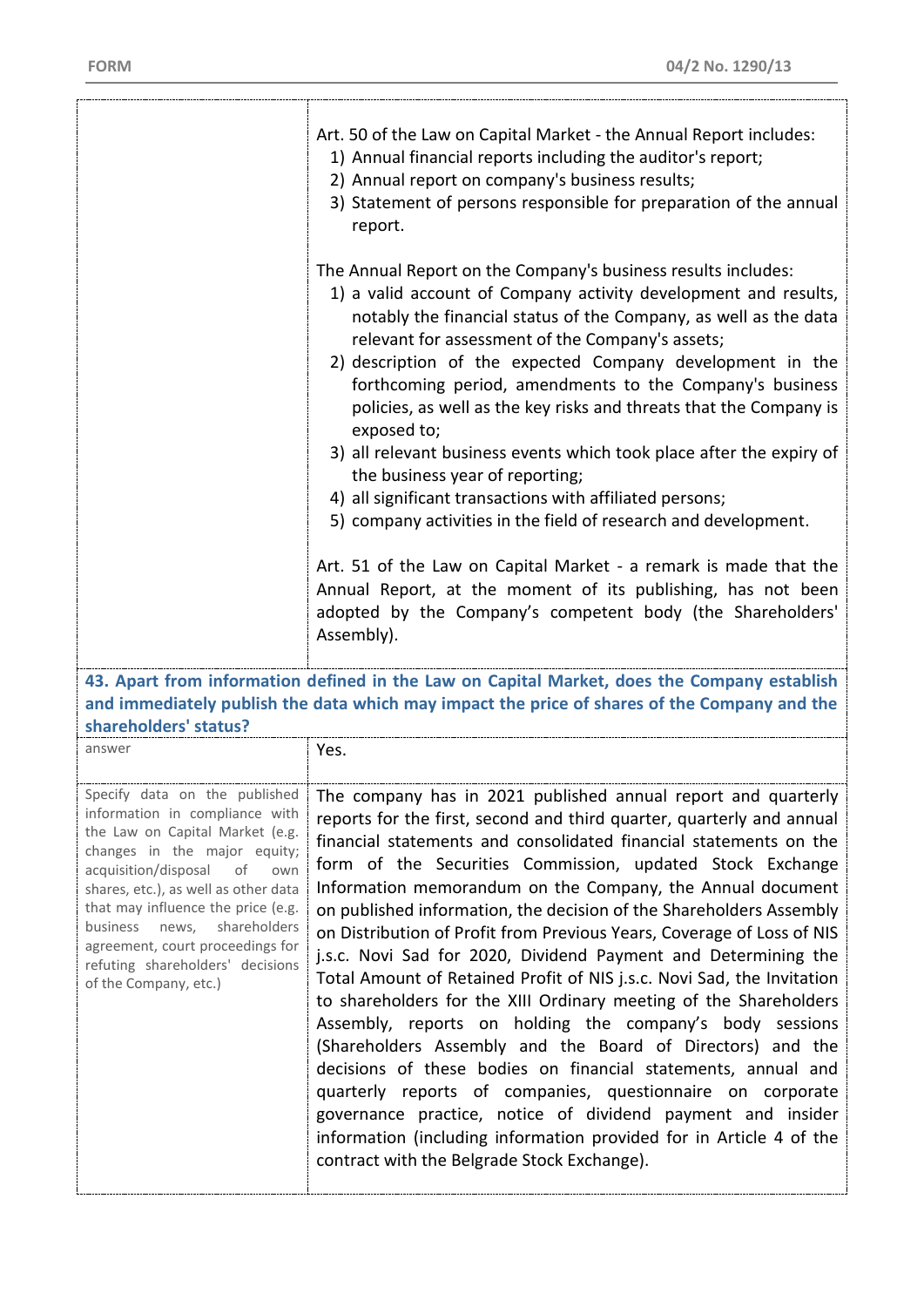| | |
|---|---|
| | Art. 50 of the Law on Capital Market - the Annual Report includes:<br>1) Annual financial reports including the auditor's report;<br>2) Annual report on company's business results;<br>3) Statement of persons responsible for preparation of the annual report.<br><br>The Annual Report on the Company's business results includes:<br>1) a valid account of Company activity development and results, notably the financial status of the Company, as well as the data relevant for assessment of the Company's assets;<br>2) description of the expected Company development in the forthcoming period, amendments to the Company's business policies, as well as the key risks and threats that the Company is exposed to;<br>3) all relevant business events which took place after the expiry of the business year of reporting;<br>4) all significant transactions with affiliated persons;<br>5) company activities in the field of research and development.<br><br>Art. 51 of the Law on Capital Market - a remark is made that the Annual Report, at the moment of its publishing, has not been adopted by the Company's competent body (the Shareholders' Assembly). |

**43. Apart from information defined in the Law on Capital Market, does the Company establish and immediately publish the data which may impact the price of shares of the Company and the shareholders' status?**

| | |
|---|---|
| answer | Yes. |
| Specify data on the published information in compliance with the Law on Capital Market (e.g. changes in the major equity; acquisition/disposal of own shares, etc.), as well as other data that may influence the price (e.g. business news, shareholders agreement, court proceedings for refuting shareholders' decisions of the Company, etc.) | The company has in 2021 published annual report and quarterly reports for the first, second and third quarter, quarterly and annual financial statements and consolidated financial statements on the form of the Securities Commission, updated Stock Exchange Information memorandum on the Company, the Annual document on published information, the decision of the Shareholders Assembly on Distribution of Profit from Previous Years, Coverage of Loss of NIS j.s.c. Novi Sad for 2020, Dividend Payment and Determining the Total Amount of Retained Profit of NIS j.s.c. Novi Sad, the Invitation to shareholders for the XIII Ordinary meeting of the Shareholders Assembly, reports on holding the company's body sessions (Shareholders Assembly and the Board of Directors) and the decisions of these bodies on financial statements, annual and quarterly reports of companies, questionnaire on corporate governance practice, notice of dividend payment and insider information (including information provided for in Article 4 of the contract with the Belgrade Stock Exchange). |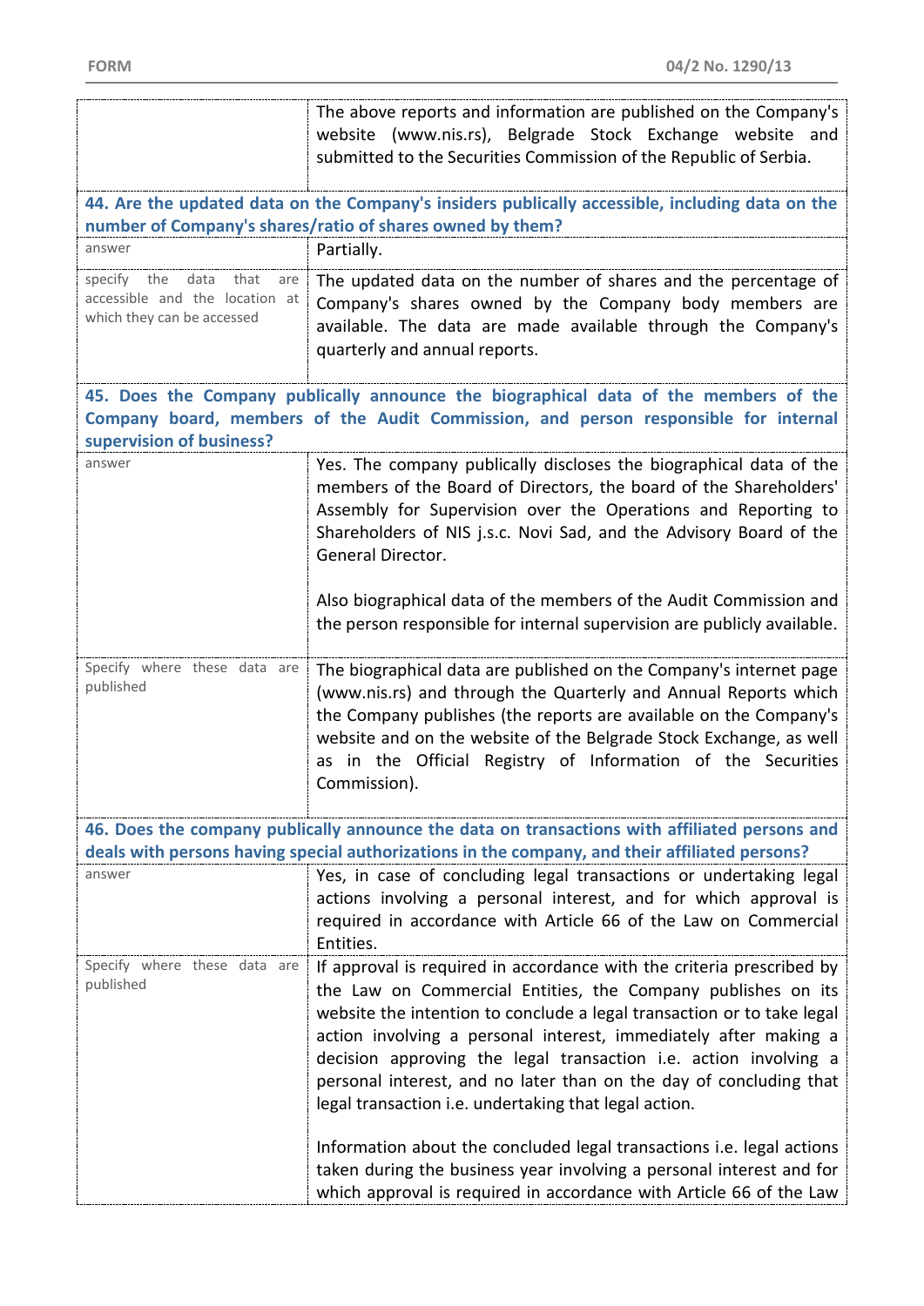| | |
|---|---|
| | The above reports and information are published on the Company's website (www.nis.rs), Belgrade Stock Exchange website and submitted to the Securities Commission of the Republic of Serbia. |
| **44. Are the updated data on the Company's insiders publically accessible, including data on the number of Company's shares/ratio of shares owned by them?** | |
| answer | Partially. |
| specify the data that are accessible and the location at which they can be accessed | The updated data on the number of shares and the percentage of Company's shares owned by the Company body members are available. The data are made available through the Company's quarterly and annual reports. |
| **45. Does the Company publically announce the biographical data of the members of the Company board, members of the Audit Commission, and person responsible for internal supervision of business?** | |
| answer | Yes. The company publically discloses the biographical data of the members of the Board of Directors, the board of the Shareholders' Assembly for Supervision over the Operations and Reporting to Shareholders of NIS j.s.c. Novi Sad, and the Advisory Board of the General Director.<br><br>Also biographical data of the members of the Audit Commission and the person responsible for internal supervision are publicly available. |
| Specify where these data are published | The biographical data are published on the Company's internet page (www.nis.rs) and through the Quarterly and Annual Reports which the Company publishes (the reports are available on the Company's website and on the website of the Belgrade Stock Exchange, as well as in the Official Registry of Information of the Securities Commission). |
| **46. Does the company publically announce the data on transactions with affiliated persons and deals with persons having special authorizations in the company, and their affiliated persons?** | |
| answer | Yes, in case of concluding legal transactions or undertaking legal actions involving a personal interest, and for which approval is required in accordance with Article 66 of the Law on Commercial Entities. |
| Specify where these data are published | If approval is required in accordance with the criteria prescribed by the Law on Commercial Entities, the Company publishes on its website the intention to conclude a legal transaction or to take legal action involving a personal interest, immediately after making a decision approving the legal transaction i.e. action involving a personal interest, and no later than on the day of concluding that legal transaction i.e. undertaking that legal action.<br><br>Information about the concluded legal transactions i.e. legal actions taken during the business year involving a personal interest and for which approval is required in accordance with Article 66 of the Law |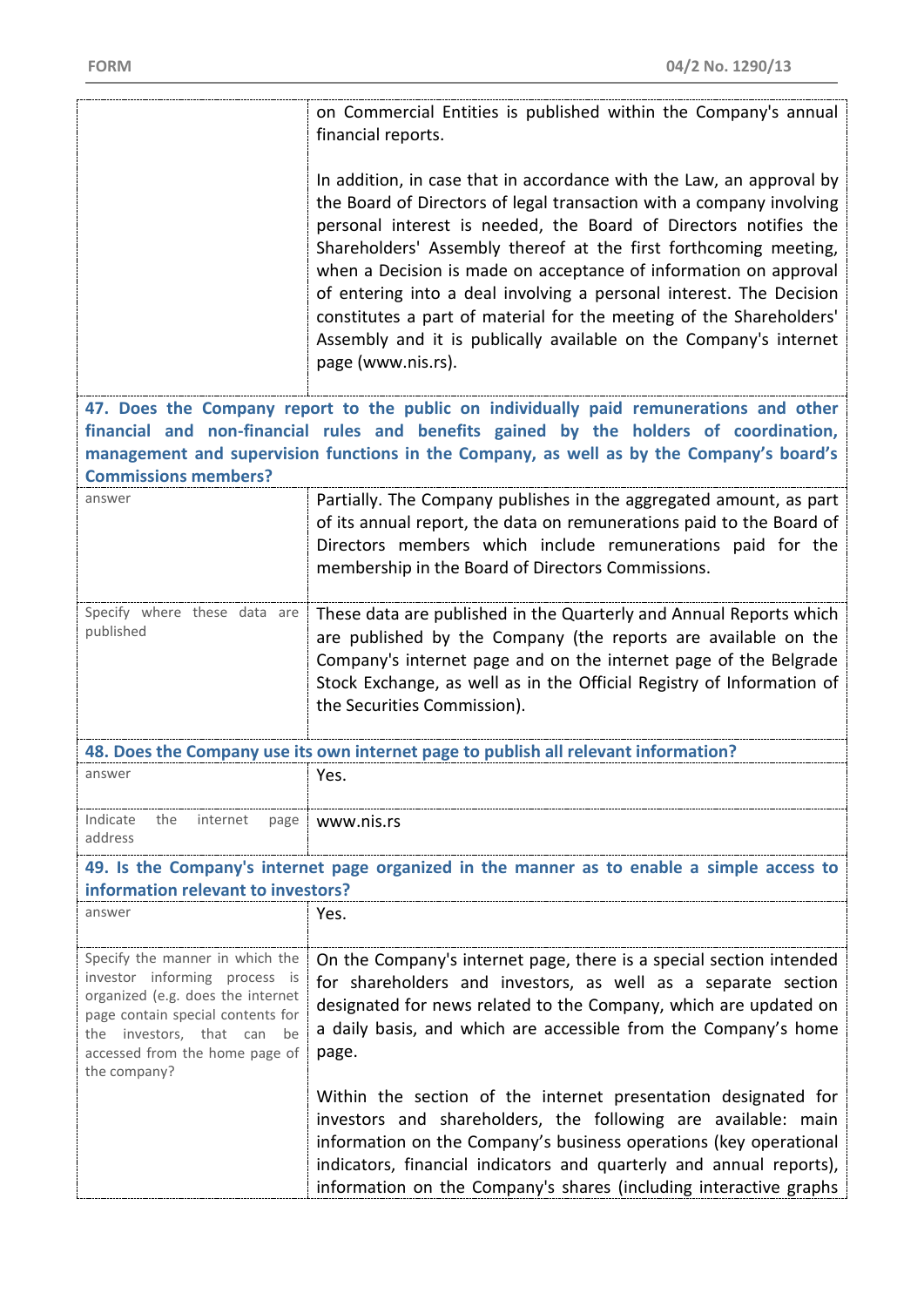| | |
|---|---|
| | on Commercial Entities is published within the Company's annual financial reports.<br><br>In addition, in case that in accordance with the Law, an approval by the Board of Directors of legal transaction with a company involving personal interest is needed, the Board of Directors notifies the Shareholders' Assembly thereof at the first forthcoming meeting, when a Decision is made on acceptance of information on approval of entering into a deal involving a personal interest. The Decision constitutes a part of material for the meeting of the Shareholders' Assembly and it is publically available on the Company's internet page (www.nis.rs). |

**47. Does the Company report to the public on individually paid remunerations and other financial and non-financial rules and benefits gained by the holders of coordination, management and supervision functions in the Company, as well as by the Company's board's Commissions members?**

| | |
|---|---|
| answer | Partially. The Company publishes in the aggregated amount, as part of its annual report, the data on remunerations paid to the Board of Directors members which include remunerations paid for the membership in the Board of Directors Commissions. |
| Specify where these data are published | These data are published in the Quarterly and Annual Reports which are published by the Company (the reports are available on the Company's internet page and on the internet page of the Belgrade Stock Exchange, as well as in the Official Registry of Information of the Securities Commission). |

**48. Does the Company use its own internet page to publish all relevant information?**

| | |
|---|---|
| answer | Yes. |
| Indicate the internet page address | www.nis.rs |

**49. Is the Company's internet page organized in the manner as to enable a simple access to information relevant to investors?**

| | |
|---|---|
| answer | Yes. |
| Specify the manner in which the investor informing process is organized (e.g. does the internet page contain special contents for the investors, that can be accessed from the home page of the company? | On the Company's internet page, there is a special section intended for shareholders and investors, as well as a separate section designated for news related to the Company, which are updated on a daily basis, and which are accessible from the Company's home page.<br><br>Within the section of the internet presentation designated for investors and shareholders, the following are available: main information on the Company's business operations (key operational indicators, financial indicators and quarterly and annual reports), information on the Company's shares (including interactive graphs |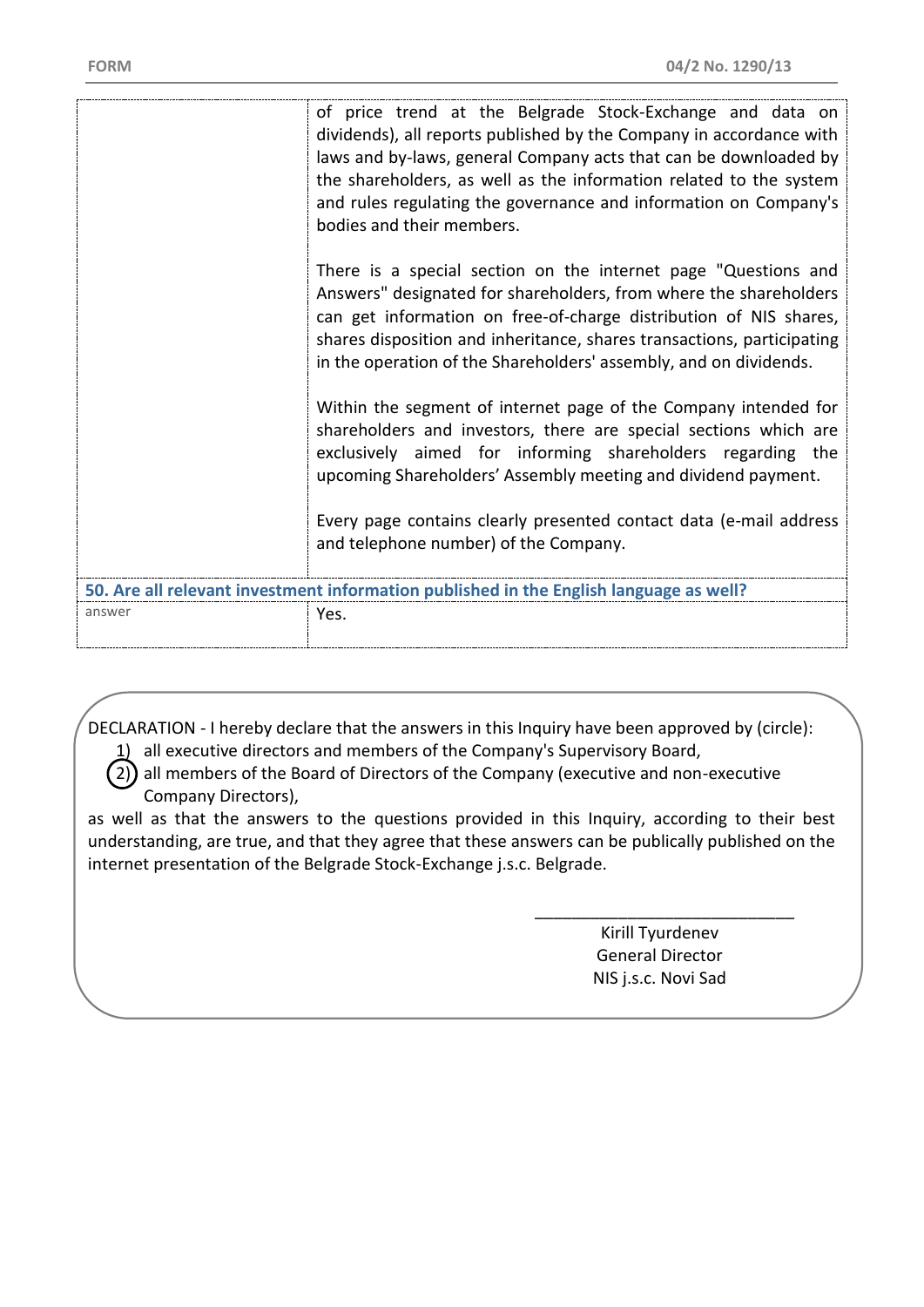| | |
|---|---|
| | of price trend at the Belgrade Stock-Exchange and data on dividends), all reports published by the Company in accordance with laws and by-laws, general Company acts that can be downloaded by the shareholders, as well as the information related to the system and rules regulating the governance and information on Company's bodies and their members.<br><br>There is a special section on the internet page "Questions and Answers" designated for shareholders, from where the shareholders can get information on free-of-charge distribution of NIS shares, shares disposition and inheritance, shares transactions, participating in the operation of the Shareholders' assembly, and on dividends.<br><br>Within the segment of internet page of the Company intended for shareholders and investors, there are special sections which are exclusively aimed for informing shareholders regarding the upcoming Shareholders' Assembly meeting and dividend payment.<br><br>Every page contains clearly presented contact data (e-mail address and telephone number) of the Company. |

**50. Are all relevant investment information published in the English language as well?**

| | |
|---|---|
| answer | Yes. |

DECLARATION - I hereby declare that the answers in this Inquiry have been approved by (circle):

1) all executive directors and members of the Company's Supervisory Board,
2) (circled) all members of the Board of Directors of the Company (executive and non-executive Company Directors),

as well as that the answers to the questions provided in this Inquiry, according to their best understanding, are true, and that they agree that these answers can be publically published on the internet presentation of the Belgrade Stock-Exchange j.s.c. Belgrade.

_____________________________

Kirill Tyurdenev
General Director
NIS j.s.c. Novi Sad